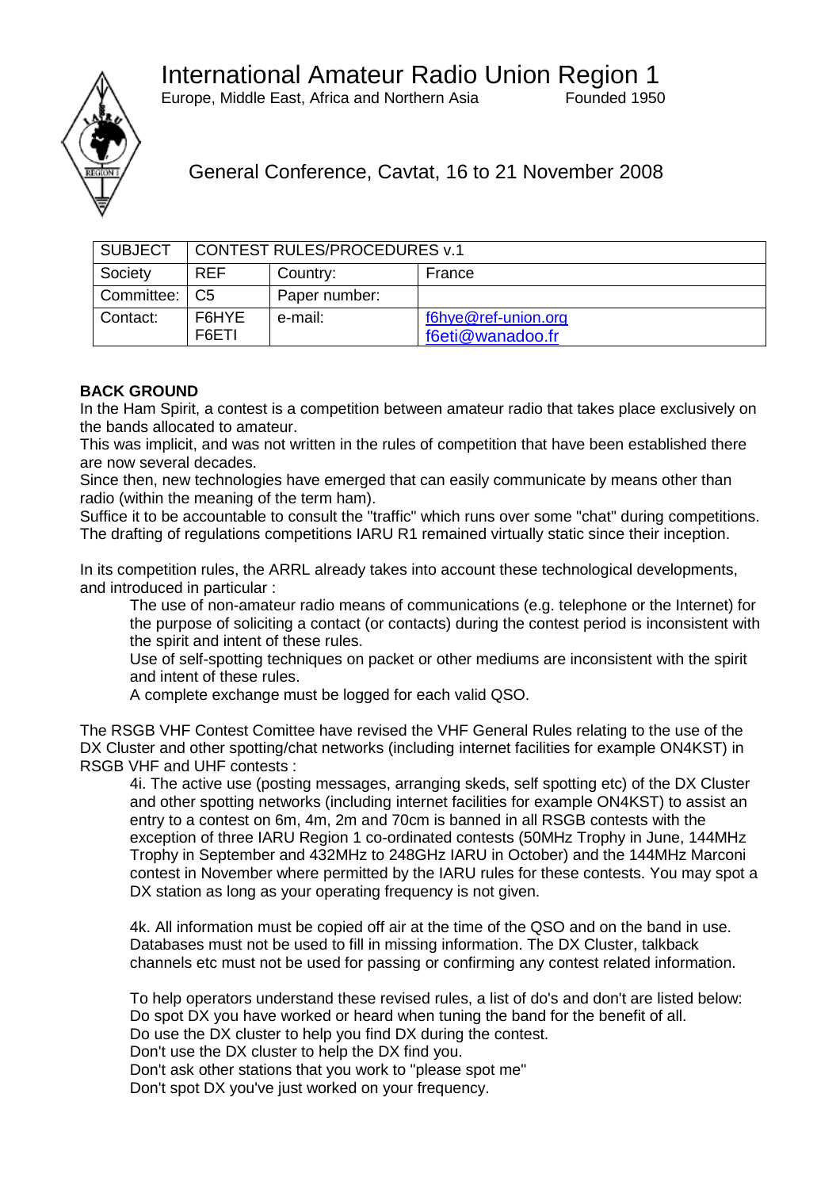# International Amateur Radio Union Region 1

Europe, Middle East, Africa and Northern Asia Founded 1950

## General Conference, Cavtat, 16 to 21 November 2008

| SUBJECT | CONTEST RULES/PROCEDURES v.1 | | |
|---|---|---|---|
| Society | REF | Country: | France |
| Committee: | C5 | Paper number: | |
| Contact: | F6HYE F6ETI | e-mail: | f6hye@ref-union.org f6eti@wanadoo.fr |

**BACK GROUND**

In the Ham Spirit, a contest is a competition between amateur radio that takes place exclusively on the bands allocated to amateur.

This was implicit, and was not written in the rules of competition that have been established there are now several decades.

Since then, new technologies have emerged that can easily communicate by means other than radio (within the meaning of the term ham).

Suffice it to be accountable to consult the "traffic" which runs over some "chat" during competitions. The drafting of regulations competitions IARU R1 remained virtually static since their inception.

In its competition rules, the ARRL already takes into account these technological developments, and introduced in particular :

> The use of non-amateur radio means of communications (e.g. telephone or the Internet) for the purpose of soliciting a contact (or contacts) during the contest period is inconsistent with the spirit and intent of these rules.
>
> Use of self-spotting techniques on packet or other mediums are inconsistent with the spirit and intent of these rules.
>
> A complete exchange must be logged for each valid QSO.

The RSGB VHF Contest Comittee have revised the VHF General Rules relating to the use of the DX Cluster and other spotting/chat networks (including internet facilities for example ON4KST) in RSGB VHF and UHF contests :

> 4i. The active use (posting messages, arranging skeds, self spotting etc) of the DX Cluster and other spotting networks (including internet facilities for example ON4KST) to assist an entry to a contest on 6m, 4m, 2m and 70cm is banned in all RSGB contests with the exception of three IARU Region 1 co-ordinated contests (50MHz Trophy in June, 144MHz Trophy in September and 432MHz to 248GHz IARU in October) and the 144MHz Marconi contest in November where permitted by the IARU rules for these contests. You may spot a DX station as long as your operating frequency is not given.
>
> 4k. All information must be copied off air at the time of the QSO and on the band in use. Databases must not be used to fill in missing information. The DX Cluster, talkback channels etc must not be used for passing or confirming any contest related information.
>
> To help operators understand these revised rules, a list of do's and don't are listed below:
> Do spot DX you have worked or heard when tuning the band for the benefit of all.
> Do use the DX cluster to help you find DX during the contest.
> Don't use the DX cluster to help the DX find you.
> Don't ask other stations that you work to "please spot me"
> Don't spot DX you've just worked on your frequency.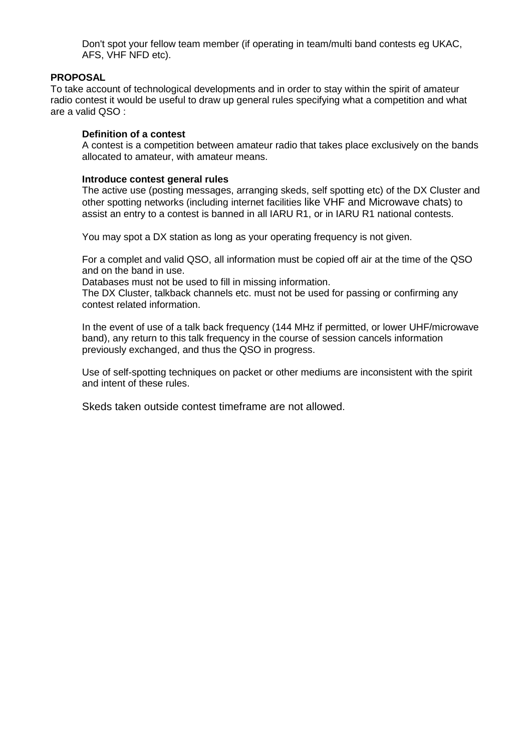Don't spot your fellow team member (if operating in team/multi band contests eg UKAC, AFS, VHF NFD etc).

**PROPOSAL**

To take account of technological developments and in order to stay within the spirit of amateur radio contest it would be useful to draw up general rules specifying what a competition and what are a valid QSO :

**Definition of a contest**

A contest is a competition between amateur radio that takes place exclusively on the bands allocated to amateur, with amateur means.

**Introduce contest general rules**

The active use (posting messages, arranging skeds, self spotting etc) of the DX Cluster and other spotting networks (including internet facilities like VHF and Microwave chats) to assist an entry to a contest is banned in all IARU R1, or in IARU R1 national contests.

You may spot a DX station as long as your operating frequency is not given.

For a complet and valid QSO, all information must be copied off air at the time of the QSO and on the band in use.
Databases must not be used to fill in missing information.
The DX Cluster, talkback channels etc. must not be used for passing or confirming any contest related information.

In the event of use of a talk back frequency (144 MHz if permitted, or lower UHF/microwave band), any return to this talk frequency in the course of session cancels information previously exchanged, and thus the QSO in progress.

Use of self-spotting techniques on packet or other mediums are inconsistent with the spirit and intent of these rules.

Skeds taken outside contest timeframe are not allowed.